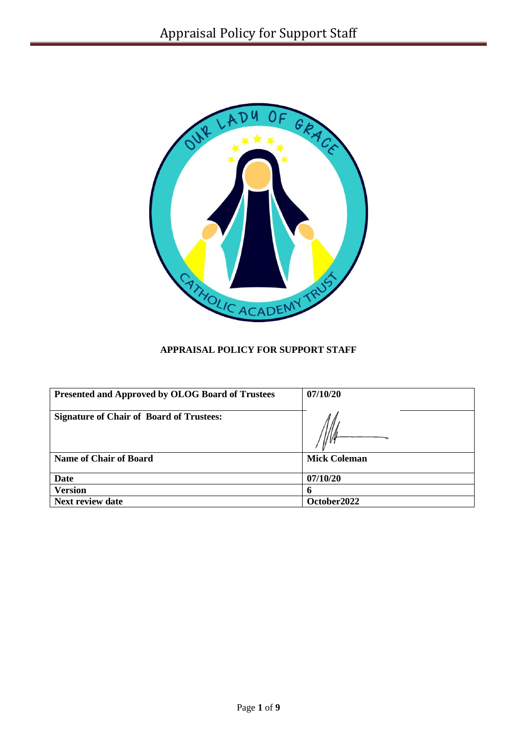# APPRAISAL POLICY FOR SUPPORT STAFF

| **Presented and Approved by OLOG Board of Trustees** | **07/10/20** |
|---|---|
| **Signature of Chair of Board of Trustees:** | |
| **Name of Chair of Board** | **Mick Coleman** |
| **Date** | **07/10/20** |
| **Version** | **6** |
| **Next review date** | **October2022** |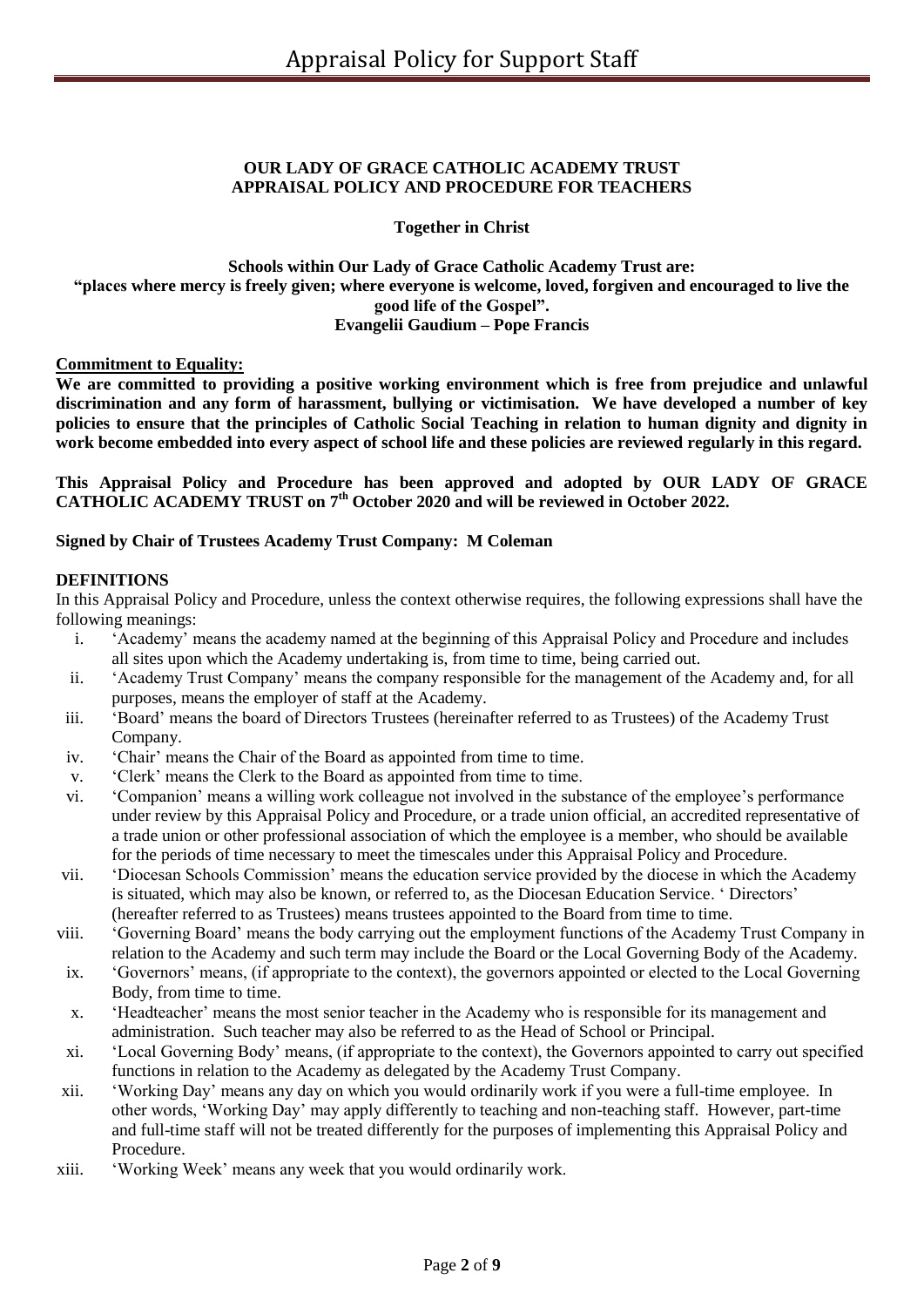**OUR LADY OF GRACE CATHOLIC ACADEMY TRUST**
**APPRAISAL POLICY AND PROCEDURE FOR TEACHERS**

**Together in Christ**

**Schools within Our Lady of Grace Catholic Academy Trust are:**
**"places where mercy is freely given; where everyone is welcome, loved, forgiven and encouraged to live the good life of the Gospel".**
**Evangelii Gaudium – Pope Francis**

**Commitment to Equality:**

**We are committed to providing a positive working environment which is free from prejudice and unlawful discrimination and any form of harassment, bullying or victimisation. We have developed a number of key policies to ensure that the principles of Catholic Social Teaching in relation to human dignity and dignity in work become embedded into every aspect of school life and these policies are reviewed regularly in this regard.**

**This Appraisal Policy and Procedure has been approved and adopted by OUR LADY OF GRACE CATHOLIC ACADEMY TRUST on 7th October 2020 and will be reviewed in October 2022.**

**Signed by Chair of Trustees Academy Trust Company: M Coleman**

**DEFINITIONS**

In this Appraisal Policy and Procedure, unless the context otherwise requires, the following expressions shall have the following meanings:

i. 'Academy' means the academy named at the beginning of this Appraisal Policy and Procedure and includes all sites upon which the Academy undertaking is, from time to time, being carried out.
ii. 'Academy Trust Company' means the company responsible for the management of the Academy and, for all purposes, means the employer of staff at the Academy.
iii. 'Board' means the board of Directors Trustees (hereinafter referred to as Trustees) of the Academy Trust Company.
iv. 'Chair' means the Chair of the Board as appointed from time to time.
v. 'Clerk' means the Clerk to the Board as appointed from time to time.
vi. 'Companion' means a willing work colleague not involved in the substance of the employee's performance under review by this Appraisal Policy and Procedure, or a trade union official, an accredited representative of a trade union or other professional association of which the employee is a member, who should be available for the periods of time necessary to meet the timescales under this Appraisal Policy and Procedure.
vii. 'Diocesan Schools Commission' means the education service provided by the diocese in which the Academy is situated, which may also be known, or referred to, as the Diocesan Education Service. ' Directors' (hereafter referred to as Trustees) means trustees appointed to the Board from time to time.
viii. 'Governing Board' means the body carrying out the employment functions of the Academy Trust Company in relation to the Academy and such term may include the Board or the Local Governing Body of the Academy.
ix. 'Governors' means, (if appropriate to the context), the governors appointed or elected to the Local Governing Body, from time to time.
x. 'Headteacher' means the most senior teacher in the Academy who is responsible for its management and administration. Such teacher may also be referred to as the Head of School or Principal.
xi. 'Local Governing Body' means, (if appropriate to the context), the Governors appointed to carry out specified functions in relation to the Academy as delegated by the Academy Trust Company.
xii. 'Working Day' means any day on which you would ordinarily work if you were a full-time employee. In other words, 'Working Day' may apply differently to teaching and non-teaching staff. However, part-time and full-time staff will not be treated differently for the purposes of implementing this Appraisal Policy and Procedure.
xiii. 'Working Week' means any week that you would ordinarily work.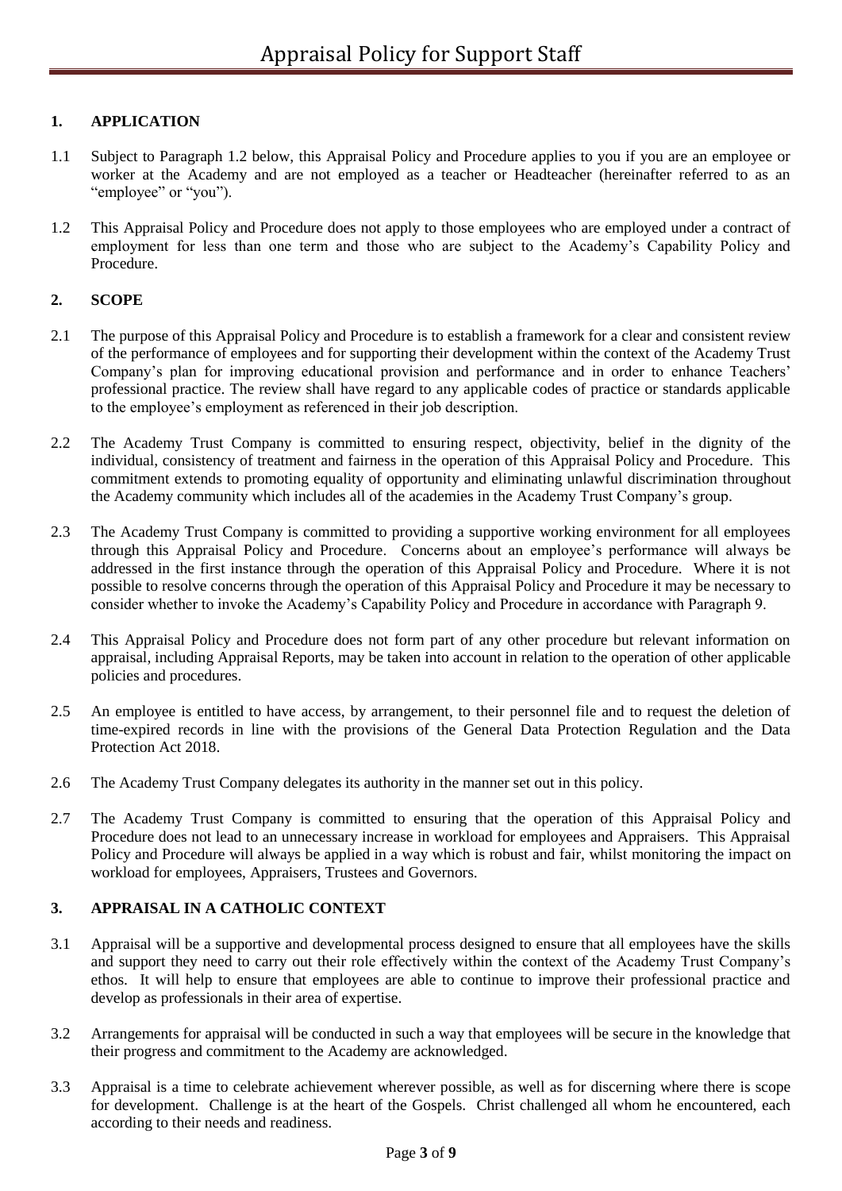## 1. APPLICATION

1.1 Subject to Paragraph 1.2 below, this Appraisal Policy and Procedure applies to you if you are an employee or worker at the Academy and are not employed as a teacher or Headteacher (hereinafter referred to as an "employee" or "you").

1.2 This Appraisal Policy and Procedure does not apply to those employees who are employed under a contract of employment for less than one term and those who are subject to the Academy's Capability Policy and Procedure.

## 2. SCOPE

2.1 The purpose of this Appraisal Policy and Procedure is to establish a framework for a clear and consistent review of the performance of employees and for supporting their development within the context of the Academy Trust Company's plan for improving educational provision and performance and in order to enhance Teachers' professional practice. The review shall have regard to any applicable codes of practice or standards applicable to the employee's employment as referenced in their job description.

2.2 The Academy Trust Company is committed to ensuring respect, objectivity, belief in the dignity of the individual, consistency of treatment and fairness in the operation of this Appraisal Policy and Procedure. This commitment extends to promoting equality of opportunity and eliminating unlawful discrimination throughout the Academy community which includes all of the academies in the Academy Trust Company's group.

2.3 The Academy Trust Company is committed to providing a supportive working environment for all employees through this Appraisal Policy and Procedure. Concerns about an employee's performance will always be addressed in the first instance through the operation of this Appraisal Policy and Procedure. Where it is not possible to resolve concerns through the operation of this Appraisal Policy and Procedure it may be necessary to consider whether to invoke the Academy's Capability Policy and Procedure in accordance with Paragraph 9.

2.4 This Appraisal Policy and Procedure does not form part of any other procedure but relevant information on appraisal, including Appraisal Reports, may be taken into account in relation to the operation of other applicable policies and procedures.

2.5 An employee is entitled to have access, by arrangement, to their personnel file and to request the deletion of time-expired records in line with the provisions of the General Data Protection Regulation and the Data Protection Act 2018.

2.6 The Academy Trust Company delegates its authority in the manner set out in this policy.

2.7 The Academy Trust Company is committed to ensuring that the operation of this Appraisal Policy and Procedure does not lead to an unnecessary increase in workload for employees and Appraisers. This Appraisal Policy and Procedure will always be applied in a way which is robust and fair, whilst monitoring the impact on workload for employees, Appraisers, Trustees and Governors.

## 3. APPRAISAL IN A CATHOLIC CONTEXT

3.1 Appraisal will be a supportive and developmental process designed to ensure that all employees have the skills and support they need to carry out their role effectively within the context of the Academy Trust Company's ethos. It will help to ensure that employees are able to continue to improve their professional practice and develop as professionals in their area of expertise.

3.2 Arrangements for appraisal will be conducted in such a way that employees will be secure in the knowledge that their progress and commitment to the Academy are acknowledged.

3.3 Appraisal is a time to celebrate achievement wherever possible, as well as for discerning where there is scope for development. Challenge is at the heart of the Gospels. Christ challenged all whom he encountered, each according to their needs and readiness.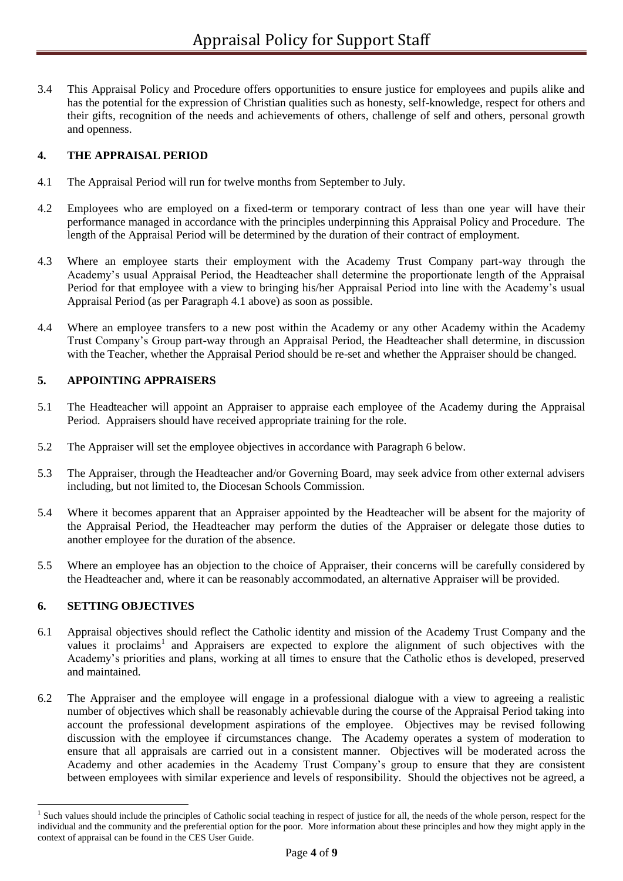3.4 This Appraisal Policy and Procedure offers opportunities to ensure justice for employees and pupils alike and has the potential for the expression of Christian qualities such as honesty, self-knowledge, respect for others and their gifts, recognition of the needs and achievements of others, challenge of self and others, personal growth and openness.

## 4. THE APPRAISAL PERIOD

4.1 The Appraisal Period will run for twelve months from September to July.

4.2 Employees who are employed on a fixed-term or temporary contract of less than one year will have their performance managed in accordance with the principles underpinning this Appraisal Policy and Procedure. The length of the Appraisal Period will be determined by the duration of their contract of employment.

4.3 Where an employee starts their employment with the Academy Trust Company part-way through the Academy's usual Appraisal Period, the Headteacher shall determine the proportionate length of the Appraisal Period for that employee with a view to bringing his/her Appraisal Period into line with the Academy's usual Appraisal Period (as per Paragraph 4.1 above) as soon as possible.

4.4 Where an employee transfers to a new post within the Academy or any other Academy within the Academy Trust Company's Group part-way through an Appraisal Period, the Headteacher shall determine, in discussion with the Teacher, whether the Appraisal Period should be re-set and whether the Appraiser should be changed.

## 5. APPOINTING APPRAISERS

5.1 The Headteacher will appoint an Appraiser to appraise each employee of the Academy during the Appraisal Period. Appraisers should have received appropriate training for the role.

5.2 The Appraiser will set the employee objectives in accordance with Paragraph 6 below.

5.3 The Appraiser, through the Headteacher and/or Governing Board, may seek advice from other external advisers including, but not limited to, the Diocesan Schools Commission.

5.4 Where it becomes apparent that an Appraiser appointed by the Headteacher will be absent for the majority of the Appraisal Period, the Headteacher may perform the duties of the Appraiser or delegate those duties to another employee for the duration of the absence.

5.5 Where an employee has an objection to the choice of Appraiser, their concerns will be carefully considered by the Headteacher and, where it can be reasonably accommodated, an alternative Appraiser will be provided.

## 6. SETTING OBJECTIVES

6.1 Appraisal objectives should reflect the Catholic identity and mission of the Academy Trust Company and the values it proclaims[1] and Appraisers are expected to explore the alignment of such objectives with the Academy's priorities and plans, working at all times to ensure that the Catholic ethos is developed, preserved and maintained.

6.2 The Appraiser and the employee will engage in a professional dialogue with a view to agreeing a realistic number of objectives which shall be reasonably achievable during the course of the Appraisal Period taking into account the professional development aspirations of the employee. Objectives may be revised following discussion with the employee if circumstances change. The Academy operates a system of moderation to ensure that all appraisals are carried out in a consistent manner. Objectives will be moderated across the Academy and other academies in the Academy Trust Company's group to ensure that they are consistent between employees with similar experience and levels of responsibility. Should the objectives not be agreed, a

[1] Such values should include the principles of Catholic social teaching in respect of justice for all, the needs of the whole person, respect for the individual and the community and the preferential option for the poor. More information about these principles and how they might apply in the context of appraisal can be found in the CES User Guide.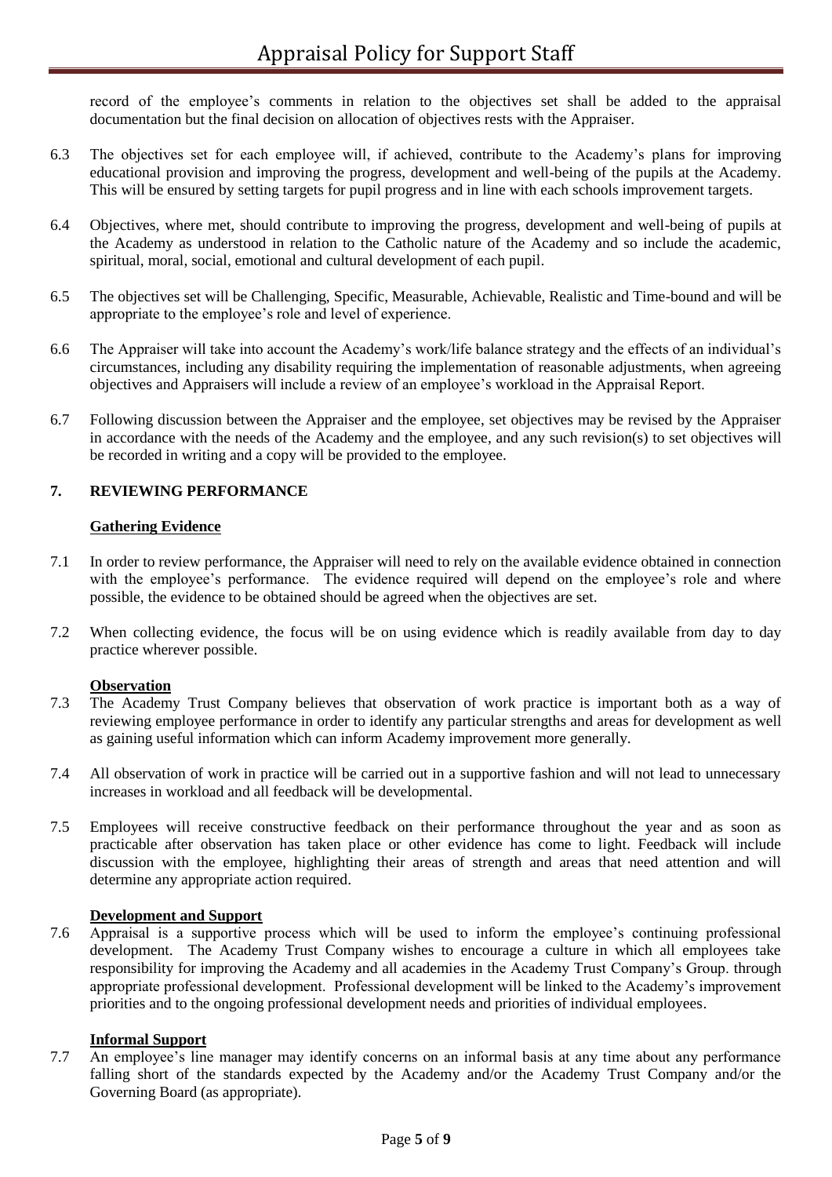record of the employee's comments in relation to the objectives set shall be added to the appraisal documentation but the final decision on allocation of objectives rests with the Appraiser.

6.3 The objectives set for each employee will, if achieved, contribute to the Academy's plans for improving educational provision and improving the progress, development and well-being of the pupils at the Academy. This will be ensured by setting targets for pupil progress and in line with each schools improvement targets.

6.4 Objectives, where met, should contribute to improving the progress, development and well-being of pupils at the Academy as understood in relation to the Catholic nature of the Academy and so include the academic, spiritual, moral, social, emotional and cultural development of each pupil.

6.5 The objectives set will be Challenging, Specific, Measurable, Achievable, Realistic and Time-bound and will be appropriate to the employee's role and level of experience.

6.6 The Appraiser will take into account the Academy's work/life balance strategy and the effects of an individual's circumstances, including any disability requiring the implementation of reasonable adjustments, when agreeing objectives and Appraisers will include a review of an employee's workload in the Appraisal Report.

6.7 Following discussion between the Appraiser and the employee, set objectives may be revised by the Appraiser in accordance with the needs of the Academy and the employee, and any such revision(s) to set objectives will be recorded in writing and a copy will be provided to the employee.

## 7. REVIEWING PERFORMANCE

**Gathering Evidence**

7.1 In order to review performance, the Appraiser will need to rely on the available evidence obtained in connection with the employee's performance. The evidence required will depend on the employee's role and where possible, the evidence to be obtained should be agreed when the objectives are set.

7.2 When collecting evidence, the focus will be on using evidence which is readily available from day to day practice wherever possible.

**Observation**

7.3 The Academy Trust Company believes that observation of work practice is important both as a way of reviewing employee performance in order to identify any particular strengths and areas for development as well as gaining useful information which can inform Academy improvement more generally.

7.4 All observation of work in practice will be carried out in a supportive fashion and will not lead to unnecessary increases in workload and all feedback will be developmental.

7.5 Employees will receive constructive feedback on their performance throughout the year and as soon as practicable after observation has taken place or other evidence has come to light. Feedback will include discussion with the employee, highlighting their areas of strength and areas that need attention and will determine any appropriate action required.

**Development and Support**

7.6 Appraisal is a supportive process which will be used to inform the employee's continuing professional development. The Academy Trust Company wishes to encourage a culture in which all employees take responsibility for improving the Academy and all academies in the Academy Trust Company's Group. through appropriate professional development. Professional development will be linked to the Academy's improvement priorities and to the ongoing professional development needs and priorities of individual employees.

**Informal Support**

7.7 An employee's line manager may identify concerns on an informal basis at any time about any performance falling short of the standards expected by the Academy and/or the Academy Trust Company and/or the Governing Board (as appropriate).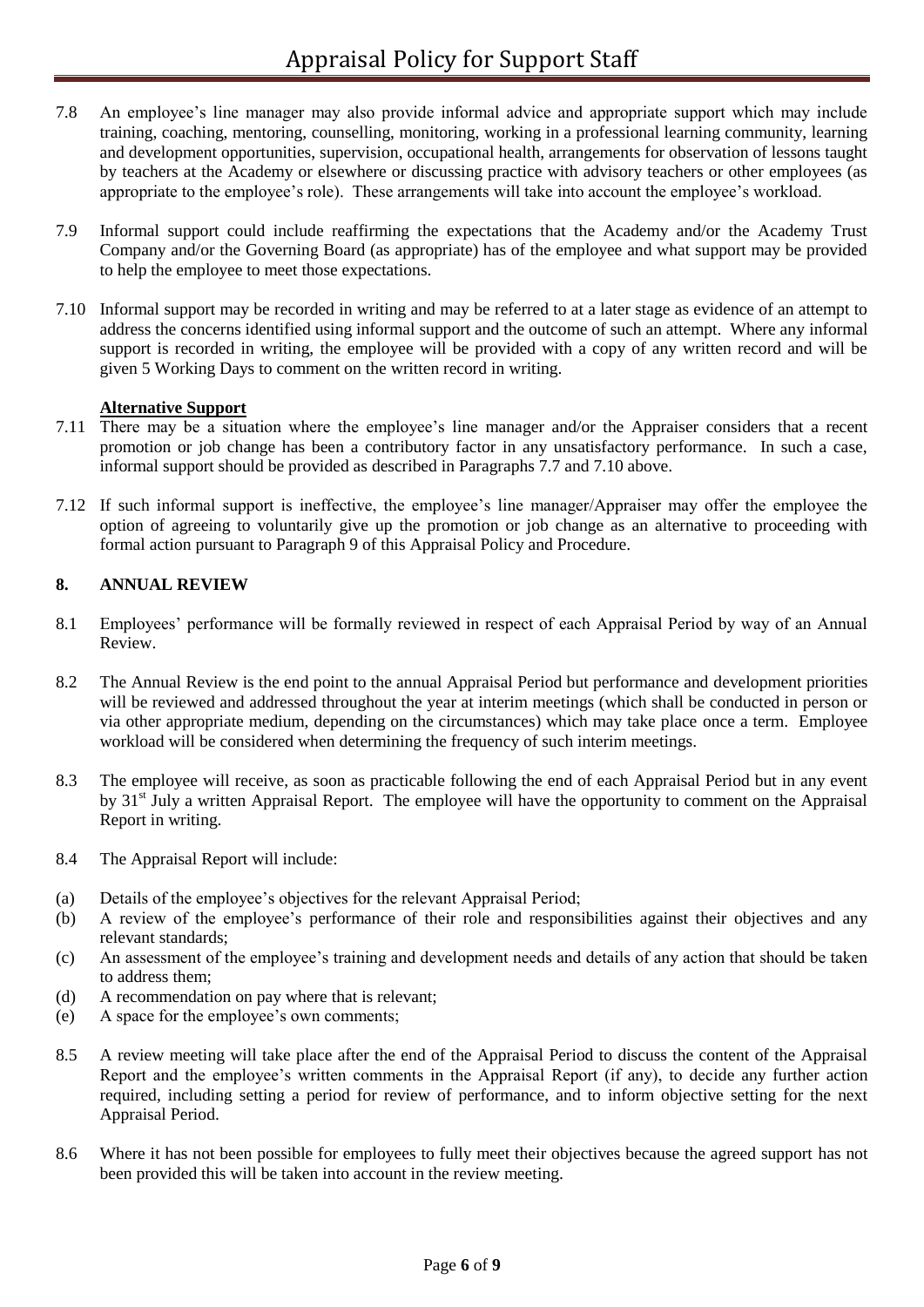7.8 An employee's line manager may also provide informal advice and appropriate support which may include training, coaching, mentoring, counselling, monitoring, working in a professional learning community, learning and development opportunities, supervision, occupational health, arrangements for observation of lessons taught by teachers at the Academy or elsewhere or discussing practice with advisory teachers or other employees (as appropriate to the employee's role). These arrangements will take into account the employee's workload.

7.9 Informal support could include reaffirming the expectations that the Academy and/or the Academy Trust Company and/or the Governing Board (as appropriate) has of the employee and what support may be provided to help the employee to meet those expectations.

7.10 Informal support may be recorded in writing and may be referred to at a later stage as evidence of an attempt to address the concerns identified using informal support and the outcome of such an attempt. Where any informal support is recorded in writing, the employee will be provided with a copy of any written record and will be given 5 Working Days to comment on the written record in writing.

**Alternative Support**

7.11 There may be a situation where the employee's line manager and/or the Appraiser considers that a recent promotion or job change has been a contributory factor in any unsatisfactory performance. In such a case, informal support should be provided as described in Paragraphs 7.7 and 7.10 above.

7.12 If such informal support is ineffective, the employee's line manager/Appraiser may offer the employee the option of agreeing to voluntarily give up the promotion or job change as an alternative to proceeding with formal action pursuant to Paragraph 9 of this Appraisal Policy and Procedure.

## 8. ANNUAL REVIEW

8.1 Employees' performance will be formally reviewed in respect of each Appraisal Period by way of an Annual Review.

8.2 The Annual Review is the end point to the annual Appraisal Period but performance and development priorities will be reviewed and addressed throughout the year at interim meetings (which shall be conducted in person or via other appropriate medium, depending on the circumstances) which may take place once a term. Employee workload will be considered when determining the frequency of such interim meetings.

8.3 The employee will receive, as soon as practicable following the end of each Appraisal Period but in any event by 31st July a written Appraisal Report. The employee will have the opportunity to comment on the Appraisal Report in writing.

8.4 The Appraisal Report will include:

(a) Details of the employee's objectives for the relevant Appraisal Period;
(b) A review of the employee's performance of their role and responsibilities against their objectives and any relevant standards;
(c) An assessment of the employee's training and development needs and details of any action that should be taken to address them;
(d) A recommendation on pay where that is relevant;
(e) A space for the employee's own comments;

8.5 A review meeting will take place after the end of the Appraisal Period to discuss the content of the Appraisal Report and the employee's written comments in the Appraisal Report (if any), to decide any further action required, including setting a period for review of performance, and to inform objective setting for the next Appraisal Period.

8.6 Where it has not been possible for employees to fully meet their objectives because the agreed support has not been provided this will be taken into account in the review meeting.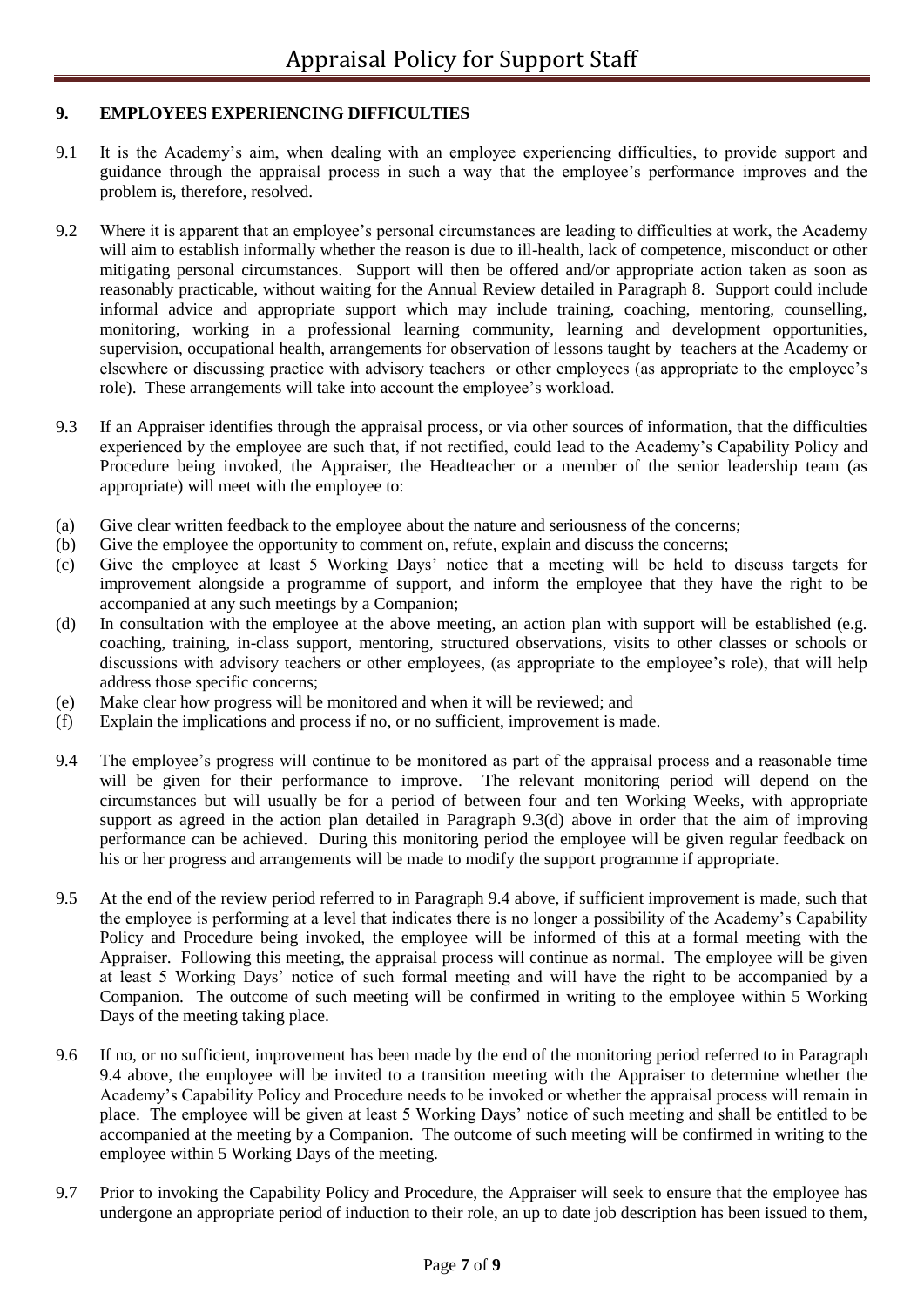## 9. EMPLOYEES EXPERIENCING DIFFICULTIES

9.1 It is the Academy's aim, when dealing with an employee experiencing difficulties, to provide support and guidance through the appraisal process in such a way that the employee's performance improves and the problem is, therefore, resolved.

9.2 Where it is apparent that an employee's personal circumstances are leading to difficulties at work, the Academy will aim to establish informally whether the reason is due to ill-health, lack of competence, misconduct or other mitigating personal circumstances. Support will then be offered and/or appropriate action taken as soon as reasonably practicable, without waiting for the Annual Review detailed in Paragraph 8. Support could include informal advice and appropriate support which may include training, coaching, mentoring, counselling, monitoring, working in a professional learning community, learning and development opportunities, supervision, occupational health, arrangements for observation of lessons taught by teachers at the Academy or elsewhere or discussing practice with advisory teachers or other employees (as appropriate to the employee's role). These arrangements will take into account the employee's workload.

9.3 If an Appraiser identifies through the appraisal process, or via other sources of information, that the difficulties experienced by the employee are such that, if not rectified, could lead to the Academy's Capability Policy and Procedure being invoked, the Appraiser, the Headteacher or a member of the senior leadership team (as appropriate) will meet with the employee to:

(a) Give clear written feedback to the employee about the nature and seriousness of the concerns;
(b) Give the employee the opportunity to comment on, refute, explain and discuss the concerns;
(c) Give the employee at least 5 Working Days' notice that a meeting will be held to discuss targets for improvement alongside a programme of support, and inform the employee that they have the right to be accompanied at any such meetings by a Companion;
(d) In consultation with the employee at the above meeting, an action plan with support will be established (e.g. coaching, training, in-class support, mentoring, structured observations, visits to other classes or schools or discussions with advisory teachers or other employees, (as appropriate to the employee's role), that will help address those specific concerns;
(e) Make clear how progress will be monitored and when it will be reviewed; and
(f) Explain the implications and process if no, or no sufficient, improvement is made.

9.4 The employee's progress will continue to be monitored as part of the appraisal process and a reasonable time will be given for their performance to improve. The relevant monitoring period will depend on the circumstances but will usually be for a period of between four and ten Working Weeks, with appropriate support as agreed in the action plan detailed in Paragraph 9.3(d) above in order that the aim of improving performance can be achieved. During this monitoring period the employee will be given regular feedback on his or her progress and arrangements will be made to modify the support programme if appropriate.

9.5 At the end of the review period referred to in Paragraph 9.4 above, if sufficient improvement is made, such that the employee is performing at a level that indicates there is no longer a possibility of the Academy's Capability Policy and Procedure being invoked, the employee will be informed of this at a formal meeting with the Appraiser. Following this meeting, the appraisal process will continue as normal. The employee will be given at least 5 Working Days' notice of such formal meeting and will have the right to be accompanied by a Companion. The outcome of such meeting will be confirmed in writing to the employee within 5 Working Days of the meeting taking place.

9.6 If no, or no sufficient, improvement has been made by the end of the monitoring period referred to in Paragraph 9.4 above, the employee will be invited to a transition meeting with the Appraiser to determine whether the Academy's Capability Policy and Procedure needs to be invoked or whether the appraisal process will remain in place. The employee will be given at least 5 Working Days' notice of such meeting and shall be entitled to be accompanied at the meeting by a Companion. The outcome of such meeting will be confirmed in writing to the employee within 5 Working Days of the meeting.

9.7 Prior to invoking the Capability Policy and Procedure, the Appraiser will seek to ensure that the employee has undergone an appropriate period of induction to their role, an up to date job description has been issued to them,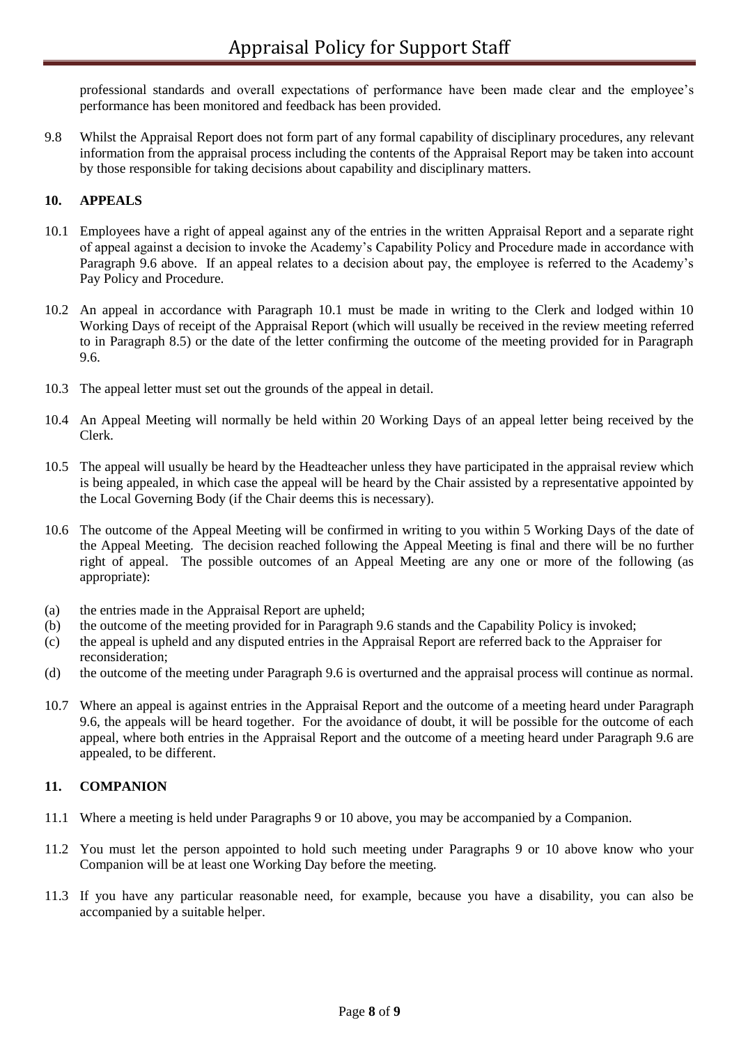professional standards and overall expectations of performance have been made clear and the employee's performance has been monitored and feedback has been provided.

9.8 Whilst the Appraisal Report does not form part of any formal capability of disciplinary procedures, any relevant information from the appraisal process including the contents of the Appraisal Report may be taken into account by those responsible for taking decisions about capability and disciplinary matters.

## 10. APPEALS

10.1 Employees have a right of appeal against any of the entries in the written Appraisal Report and a separate right of appeal against a decision to invoke the Academy's Capability Policy and Procedure made in accordance with Paragraph 9.6 above. If an appeal relates to a decision about pay, the employee is referred to the Academy's Pay Policy and Procedure.

10.2 An appeal in accordance with Paragraph 10.1 must be made in writing to the Clerk and lodged within 10 Working Days of receipt of the Appraisal Report (which will usually be received in the review meeting referred to in Paragraph 8.5) or the date of the letter confirming the outcome of the meeting provided for in Paragraph 9.6.

10.3 The appeal letter must set out the grounds of the appeal in detail.

10.4 An Appeal Meeting will normally be held within 20 Working Days of an appeal letter being received by the Clerk.

10.5 The appeal will usually be heard by the Headteacher unless they have participated in the appraisal review which is being appealed, in which case the appeal will be heard by the Chair assisted by a representative appointed by the Local Governing Body (if the Chair deems this is necessary).

10.6 The outcome of the Appeal Meeting will be confirmed in writing to you within 5 Working Days of the date of the Appeal Meeting. The decision reached following the Appeal Meeting is final and there will be no further right of appeal. The possible outcomes of an Appeal Meeting are any one or more of the following (as appropriate):

(a) the entries made in the Appraisal Report are upheld;
(b) the outcome of the meeting provided for in Paragraph 9.6 stands and the Capability Policy is invoked;
(c) the appeal is upheld and any disputed entries in the Appraisal Report are referred back to the Appraiser for reconsideration;
(d) the outcome of the meeting under Paragraph 9.6 is overturned and the appraisal process will continue as normal.

10.7 Where an appeal is against entries in the Appraisal Report and the outcome of a meeting heard under Paragraph 9.6, the appeals will be heard together. For the avoidance of doubt, it will be possible for the outcome of each appeal, where both entries in the Appraisal Report and the outcome of a meeting heard under Paragraph 9.6 are appealed, to be different.

## 11. COMPANION

11.1 Where a meeting is held under Paragraphs 9 or 10 above, you may be accompanied by a Companion.

11.2 You must let the person appointed to hold such meeting under Paragraphs 9 or 10 above know who your Companion will be at least one Working Day before the meeting.

11.3 If you have any particular reasonable need, for example, because you have a disability, you can also be accompanied by a suitable helper.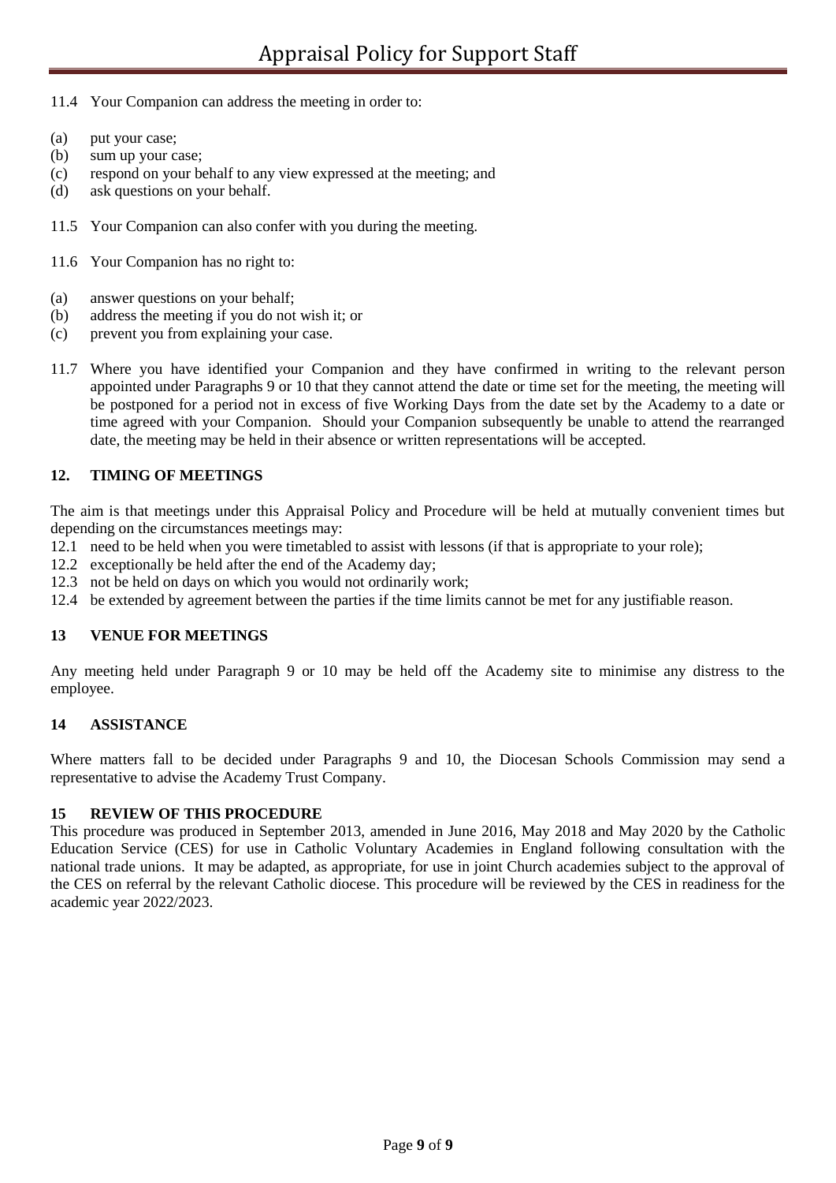11.4 Your Companion can address the meeting in order to:

(a) put your case;
(b) sum up your case;
(c) respond on your behalf to any view expressed at the meeting; and
(d) ask questions on your behalf.

11.5 Your Companion can also confer with you during the meeting.

11.6 Your Companion has no right to:

(a) answer questions on your behalf;
(b) address the meeting if you do not wish it; or
(c) prevent you from explaining your case.

11.7 Where you have identified your Companion and they have confirmed in writing to the relevant person appointed under Paragraphs 9 or 10 that they cannot attend the date or time set for the meeting, the meeting will be postponed for a period not in excess of five Working Days from the date set by the Academy to a date or time agreed with your Companion. Should your Companion subsequently be unable to attend the rearranged date, the meeting may be held in their absence or written representations will be accepted.

## 12. TIMING OF MEETINGS

The aim is that meetings under this Appraisal Policy and Procedure will be held at mutually convenient times but depending on the circumstances meetings may:

12.1 need to be held when you were timetabled to assist with lessons (if that is appropriate to your role);
12.2 exceptionally be held after the end of the Academy day;
12.3 not be held on days on which you would not ordinarily work;
12.4 be extended by agreement between the parties if the time limits cannot be met for any justifiable reason.

## 13 VENUE FOR MEETINGS

Any meeting held under Paragraph 9 or 10 may be held off the Academy site to minimise any distress to the employee.

## 14 ASSISTANCE

Where matters fall to be decided under Paragraphs 9 and 10, the Diocesan Schools Commission may send a representative to advise the Academy Trust Company.

## 15 REVIEW OF THIS PROCEDURE

This procedure was produced in September 2013, amended in June 2016, May 2018 and May 2020 by the Catholic Education Service (CES) for use in Catholic Voluntary Academies in England following consultation with the national trade unions. It may be adapted, as appropriate, for use in joint Church academies subject to the approval of the CES on referral by the relevant Catholic diocese. This procedure will be reviewed by the CES in readiness for the academic year 2022/2023.